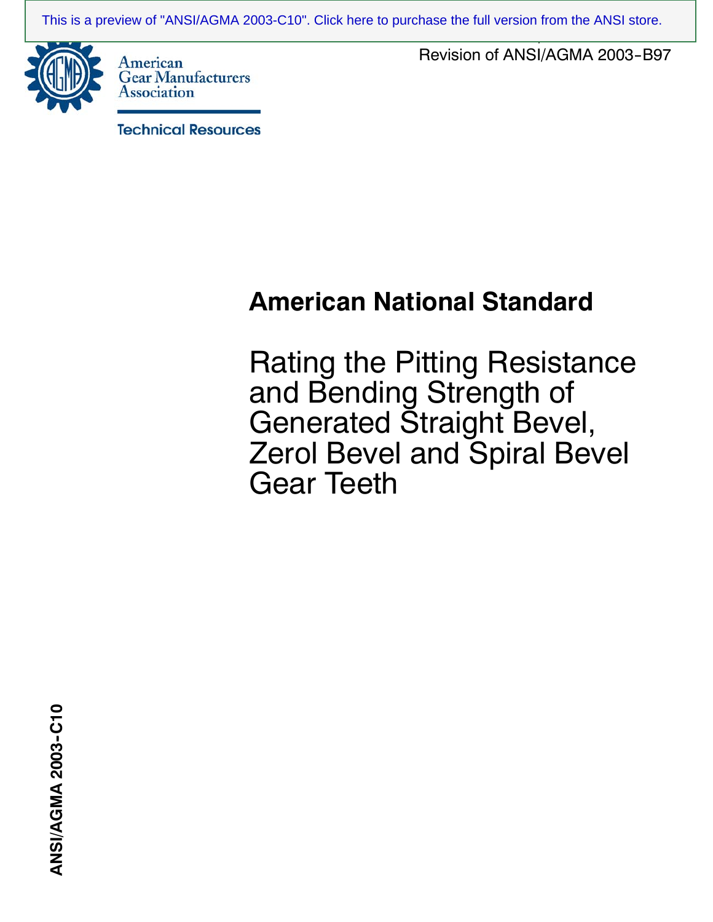This is a preview of "ANSI/AGMA 2003-C10". Click here to purchase the full version from the ANSI store.

American Gear Manufacturers Association

Technical Resources

Revision of ANSI/AGMA 2003-B97

# American National Standard

# Rating the Pitting Resistance and Bending Strength of Generated Straight Bevel, Zerol Bevel and Spiral Bevel Gear Teeth

ANSI/AGMA 2003-C10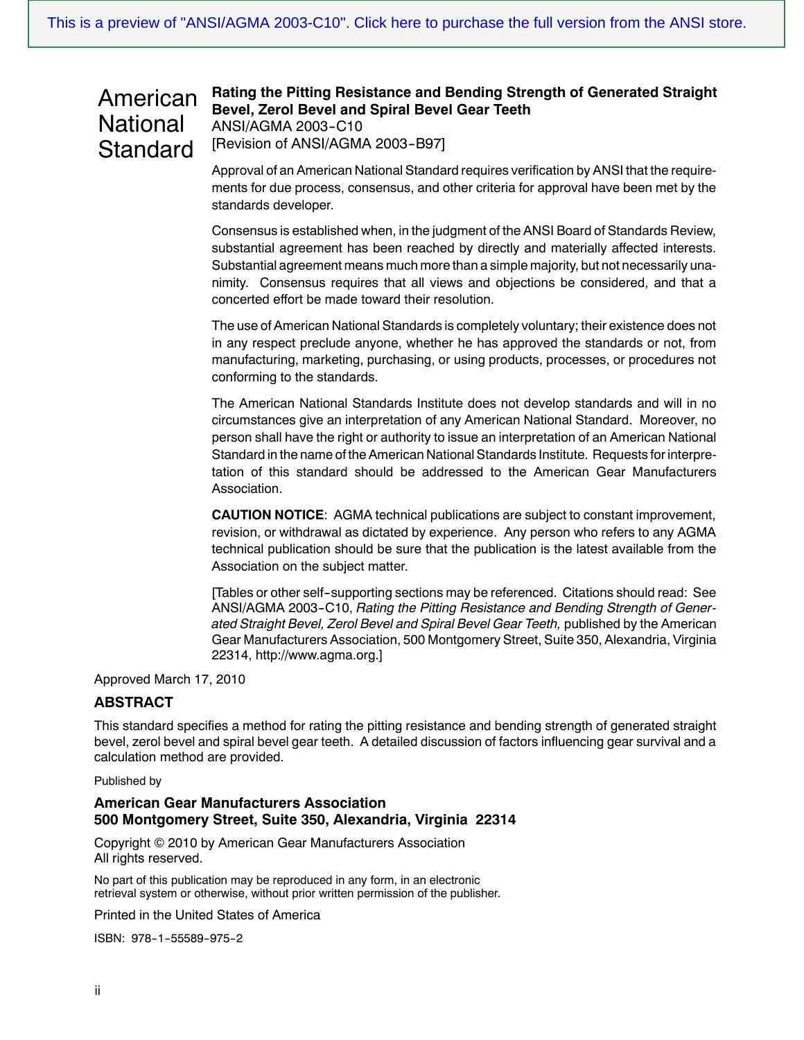This is a preview of "ANSI/AGMA 2003-C10". Click here to purchase the full version from the ANSI store.

# American National Standard

**Rating the Pitting Resistance and Bending Strength of Generated Straight Bevel, Zerol Bevel and Spiral Bevel Gear Teeth**

ANSI/AGMA 2003-C10

[Revision of ANSI/AGMA 2003-B97]

Approval of an American National Standard requires verification by ANSI that the requirements for due process, consensus, and other criteria for approval have been met by the standards developer.

Consensus is established when, in the judgment of the ANSI Board of Standards Review, substantial agreement has been reached by directly and materially affected interests. Substantial agreement means much more than a simple majority, but not necessarily unanimity. Consensus requires that all views and objections be considered, and that a concerted effort be made toward their resolution.

The use of American National Standards is completely voluntary; their existence does not in any respect preclude anyone, whether he has approved the standards or not, from manufacturing, marketing, purchasing, or using products, processes, or procedures not conforming to the standards.

The American National Standards Institute does not develop standards and will in no circumstances give an interpretation of any American National Standard. Moreover, no person shall have the right or authority to issue an interpretation of an American National Standard in the name of the American National Standards Institute. Requests for interpretation of this standard should be addressed to the American Gear Manufacturers Association.

**CAUTION NOTICE**: AGMA technical publications are subject to constant improvement, revision, or withdrawal as dictated by experience. Any person who refers to any AGMA technical publication should be sure that the publication is the latest available from the Association on the subject matter.

[Tables or other self-supporting sections may be referenced. Citations should read: See ANSI/AGMA 2003-C10, *Rating the Pitting Resistance and Bending Strength of Generated Straight Bevel, Zerol Bevel and Spiral Bevel Gear Teeth,* published by the American Gear Manufacturers Association, 500 Montgomery Street, Suite 350, Alexandria, Virginia 22314, http://www.agma.org.]

Approved March 17, 2010

## ABSTRACT

This standard specifies a method for rating the pitting resistance and bending strength of generated straight bevel, zerol bevel and spiral bevel gear teeth. A detailed discussion of factors influencing gear survival and a calculation method are provided.

Published by

**American Gear Manufacturers Association**
**500 Montgomery Street, Suite 350, Alexandria, Virginia 22314**

Copyright © 2010 by American Gear Manufacturers Association
All rights reserved.

No part of this publication may be reproduced in any form, in an electronic retrieval system or otherwise, without prior written permission of the publisher.

Printed in the United States of America

ISBN: 978-1-55589-975-2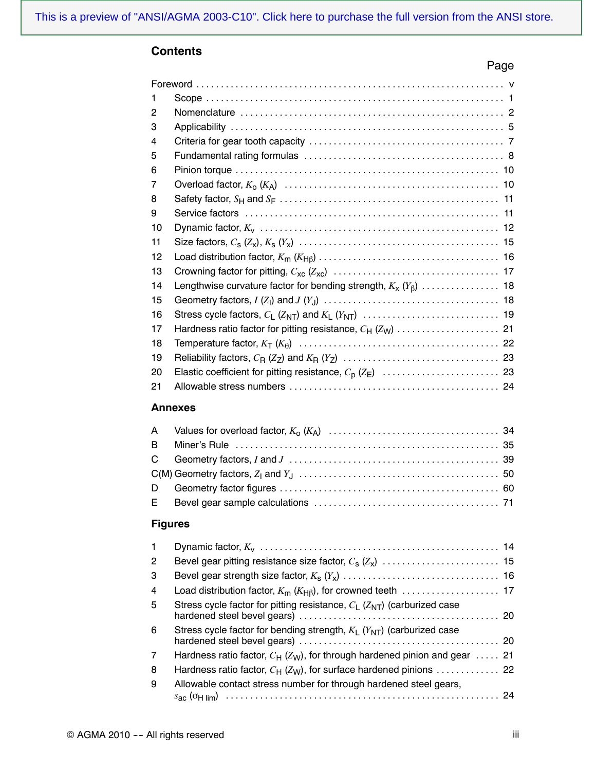## Contents

| | | Page |
|---|---|---|
| Foreword | | v |
| 1 | Scope | 1 |
| 2 | Nomenclature | 2 |
| 3 | Applicability | 5 |
| 4 | Criteria for gear tooth capacity | 7 |
| 5 | Fundamental rating formulas | 8 |
| 6 | Pinion torque | 10 |
| 7 | Overload factor, $K_o$ ($K_A$) | 10 |
| 8 | Safety factor, $S_H$ and $S_F$ | 11 |
| 9 | Service factors | 11 |
| 10 | Dynamic factor, $K_v$ | 12 |
| 11 | Size factors, $C_s$ ($Z_x$), $K_s$ ($Y_x$) | 15 |
| 12 | Load distribution factor, $K_m$ ($K_{H\beta}$) | 16 |
| 13 | Crowning factor for pitting, $C_{xc}$ ($Z_{xc}$) | 17 |
| 14 | Lengthwise curvature factor for bending strength, $K_x$ ($Y_\beta$) | 18 |
| 15 | Geometry factors, $I$ ($Z_I$) and $J$ ($Y_J$) | 18 |
| 16 | Stress cycle factors, $C_L$ ($Z_{NT}$) and $K_L$ ($Y_{NT}$) | 19 |
| 17 | Hardness ratio factor for pitting resistance, $C_H$ ($Z_W$) | 21 |
| 18 | Temperature factor, $K_T$ ($K_\theta$) | 22 |
| 19 | Reliability factors, $C_R$ ($Z_Z$) and $K_R$ ($Y_Z$) | 23 |
| 20 | Elastic coefficient for pitting resistance, $C_p$ ($Z_E$) | 23 |
| 21 | Allowable stress numbers | 24 |

### Annexes

| | | |
|---|---|---|
| A | Values for overload factor, $K_o$ ($K_A$) | 34 |
| B | Miner's Rule | 35 |
| C | Geometry factors, $I$ and $J$ | 39 |
| C(M) | Geometry factors, $Z_I$ and $Y_J$ | 50 |
| D | Geometry factor figures | 60 |
| E | Bevel gear sample calculations | 71 |

### Figures

| | | |
|---|---|---|
| 1 | Dynamic factor, $K_v$ | 14 |
| 2 | Bevel gear pitting resistance size factor, $C_s$ ($Z_x$) | 15 |
| 3 | Bevel gear strength size factor, $K_s$ ($Y_x$) | 16 |
| 4 | Load distribution factor, $K_m$ ($K_{H\beta}$), for crowned teeth | 17 |
| 5 | Stress cycle factor for pitting resistance, $C_L$ ($Z_{NT}$) (carburized case hardened steel bevel gears) | 20 |
| 6 | Stress cycle factor for bending strength, $K_L$ ($Y_{NT}$) (carburized case hardened steel bevel gears) | 20 |
| 7 | Hardness ratio factor, $C_H$ ($Z_W$), for through hardened pinion and gear | 21 |
| 8 | Hardness ratio factor, $C_H$ ($Z_W$), for surface hardened pinions | 22 |
| 9 | Allowable contact stress number for through hardened steel gears, $s_{ac}$ ($\sigma_{H\,lim}$) | 24 |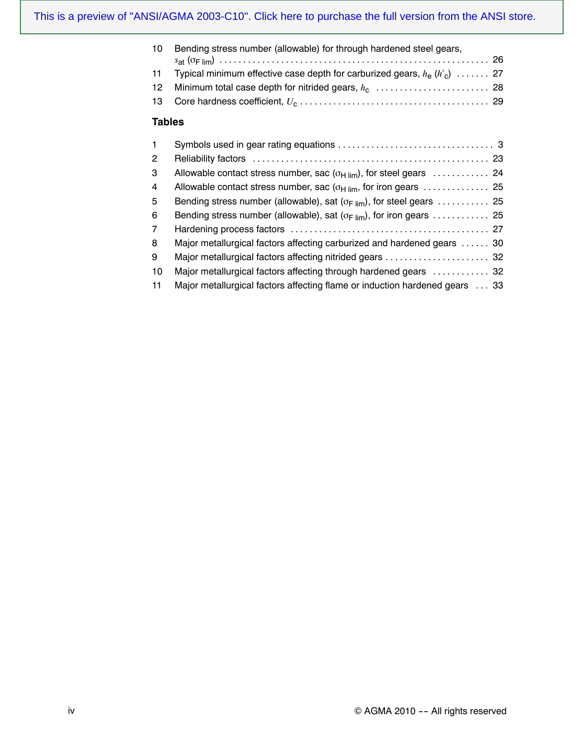10 Bending stress number (allowable) for through hardened steel gears, $s_{at}$ ($\sigma_{F\,lim}$) . . . . . . . . . . . . . . . . . . . . . . . . . . . . . . . . . . . . . . . . . . . . . . . . . . . . . . . 26
11 Typical minimum effective case depth for carburized gears, $h_e$ ($h'_c$) . . . . . . . 27
12 Minimum total case depth for nitrided gears, $h_c$ . . . . . . . . . . . . . . . . . . . . . . . . 28
13 Core hardness coefficient, $U_c$ . . . . . . . . . . . . . . . . . . . . . . . . . . . . . . . . . . . . . . . . 29

**Tables**

1 Symbols used in gear rating equations . . . . . . . . . . . . . . . . . . . . . . . . . . . . . . . . . 3
2 Reliability factors . . . . . . . . . . . . . . . . . . . . . . . . . . . . . . . . . . . . . . . . . . . . . . . . . 23
3 Allowable contact stress number, sac ($\sigma_{H\,lim}$), for steel gears . . . . . . . . . . . . 24
4 Allowable contact stress number, sac ($\sigma_{H\,lim}$, for iron gears . . . . . . . . . . . . . . 25
5 Bending stress number (allowable), sat ($\sigma_{F\,lim}$), for steel gears . . . . . . . . . . . 25
6 Bending stress number (allowable), sat ($\sigma_{F\,lim}$), for iron gears . . . . . . . . . . . . 25
7 Hardening process factors . . . . . . . . . . . . . . . . . . . . . . . . . . . . . . . . . . . . . . . . . . 27
8 Major metallurgical factors affecting carburized and hardened gears . . . . . . 30
9 Major metallurgical factors affecting nitrided gears . . . . . . . . . . . . . . . . . . . . . . 32
10 Major metallurgical factors affecting through hardened gears . . . . . . . . . . . . 32
11 Major metallurgical factors affecting flame or induction hardened gears . . . 33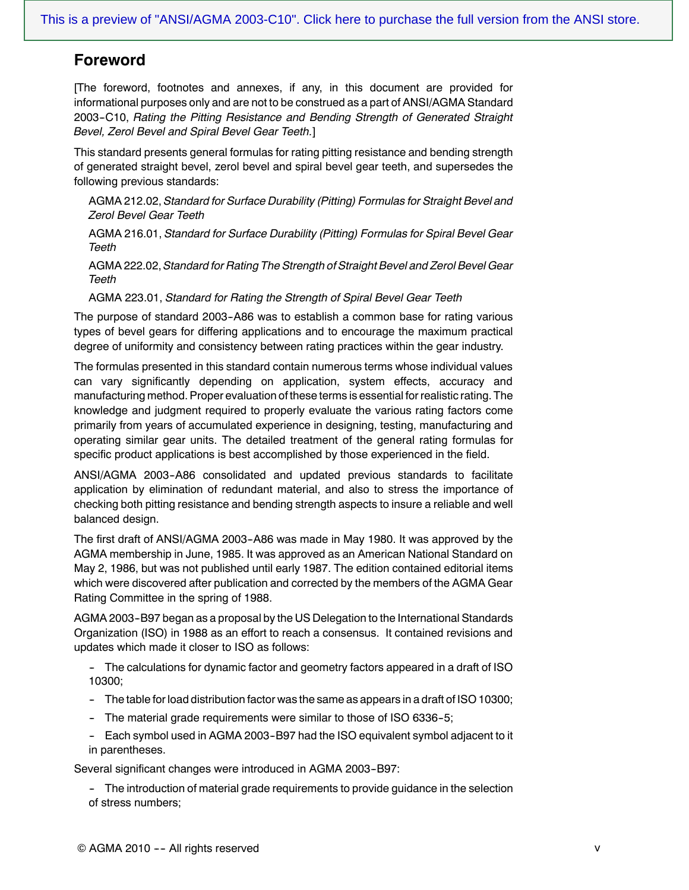## Foreword

[The foreword, footnotes and annexes, if any, in this document are provided for informational purposes only and are not to be construed as a part of ANSI/AGMA Standard 2003-C10, *Rating the Pitting Resistance and Bending Strength of Generated Straight Bevel, Zerol Bevel and Spiral Bevel Gear Teeth.*]

This standard presents general formulas for rating pitting resistance and bending strength of generated straight bevel, zerol bevel and spiral bevel gear teeth, and supersedes the following previous standards:

AGMA 212.02, *Standard for Surface Durability (Pitting) Formulas for Straight Bevel and Zerol Bevel Gear Teeth*

AGMA 216.01, *Standard for Surface Durability (Pitting) Formulas for Spiral Bevel Gear Teeth*

AGMA 222.02, *Standard for Rating The Strength of Straight Bevel and Zerol Bevel Gear Teeth*

AGMA 223.01, *Standard for Rating the Strength of Spiral Bevel Gear Teeth*

The purpose of standard 2003-A86 was to establish a common base for rating various types of bevel gears for differing applications and to encourage the maximum practical degree of uniformity and consistency between rating practices within the gear industry.

The formulas presented in this standard contain numerous terms whose individual values can vary significantly depending on application, system effects, accuracy and manufacturing method. Proper evaluation of these terms is essential for realistic rating. The knowledge and judgment required to properly evaluate the various rating factors come primarily from years of accumulated experience in designing, testing, manufacturing and operating similar gear units. The detailed treatment of the general rating formulas for specific product applications is best accomplished by those experienced in the field.

ANSI/AGMA 2003-A86 consolidated and updated previous standards to facilitate application by elimination of redundant material, and also to stress the importance of checking both pitting resistance and bending strength aspects to insure a reliable and well balanced design.

The first draft of ANSI/AGMA 2003-A86 was made in May 1980. It was approved by the AGMA membership in June, 1985. It was approved as an American National Standard on May 2, 1986, but was not published until early 1987. The edition contained editorial items which were discovered after publication and corrected by the members of the AGMA Gear Rating Committee in the spring of 1988.

AGMA 2003-B97 began as a proposal by the US Delegation to the International Standards Organization (ISO) in 1988 as an effort to reach a consensus. It contained revisions and updates which made it closer to ISO as follows:

- The calculations for dynamic factor and geometry factors appeared in a draft of ISO 10300;
- The table for load distribution factor was the same as appears in a draft of ISO 10300;
- The material grade requirements were similar to those of ISO 6336-5;
- Each symbol used in AGMA 2003-B97 had the ISO equivalent symbol adjacent to it in parentheses.

Several significant changes were introduced in AGMA 2003-B97:

- The introduction of material grade requirements to provide guidance in the selection of stress numbers;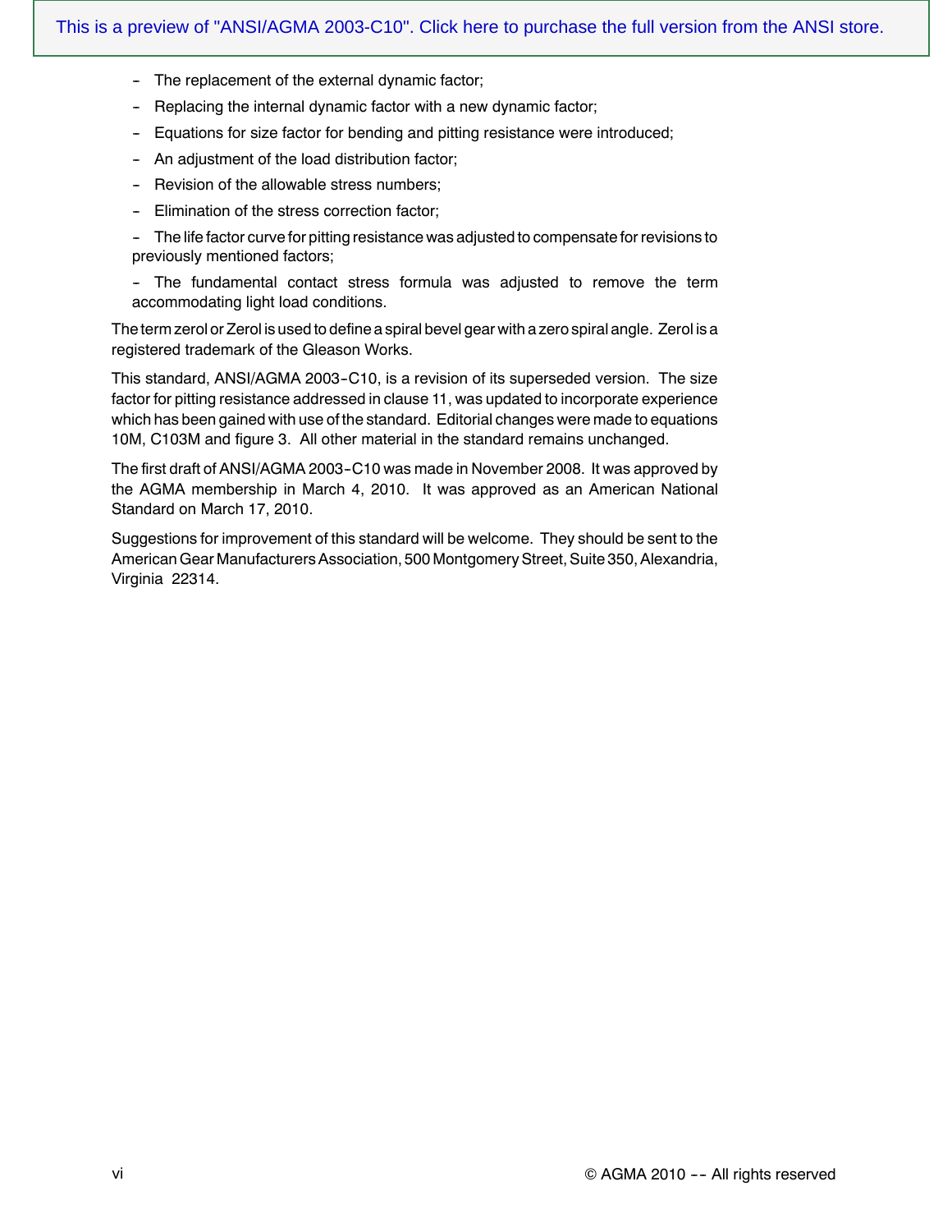- The replacement of the external dynamic factor;
- Replacing the internal dynamic factor with a new dynamic factor;
- Equations for size factor for bending and pitting resistance were introduced;
- An adjustment of the load distribution factor;
- Revision of the allowable stress numbers;
- Elimination of the stress correction factor;
- The life factor curve for pitting resistance was adjusted to compensate for revisions to previously mentioned factors;
- The fundamental contact stress formula was adjusted to remove the term accommodating light load conditions.

The term zerol or Zerol is used to define a spiral bevel gear with a zero spiral angle. Zerol is a registered trademark of the Gleason Works.

This standard, ANSI/AGMA 2003-C10, is a revision of its superseded version. The size factor for pitting resistance addressed in clause 11, was updated to incorporate experience which has been gained with use of the standard. Editorial changes were made to equations 10M, C103M and figure 3. All other material in the standard remains unchanged.

The first draft of ANSI/AGMA 2003-C10 was made in November 2008. It was approved by the AGMA membership in March 4, 2010. It was approved as an American National Standard on March 17, 2010.

Suggestions for improvement of this standard will be welcome. They should be sent to the American Gear Manufacturers Association, 500 Montgomery Street, Suite 350, Alexandria, Virginia 22314.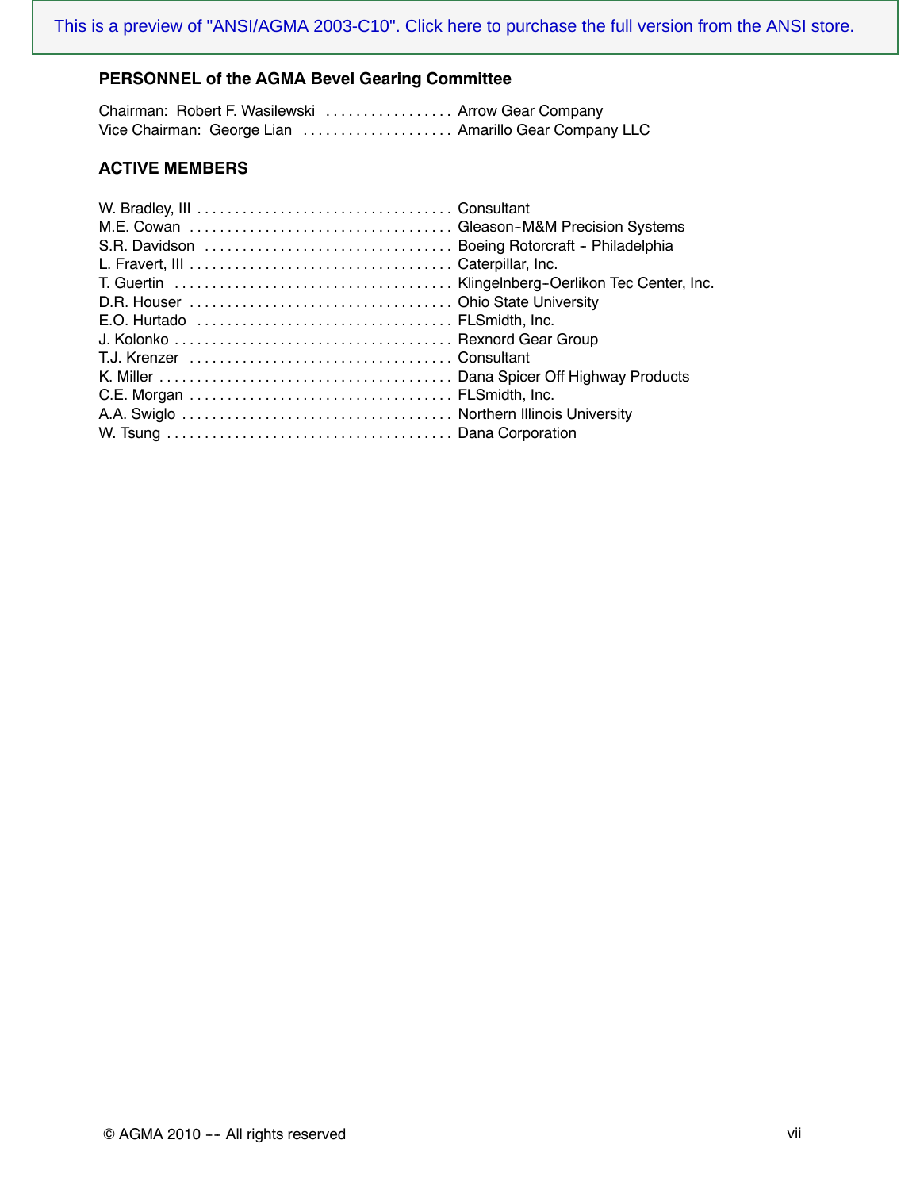**PERSONNEL of the AGMA Bevel Gearing Committee**

Chairman: Robert F. Wasilewski . . . . . . . . . . . . . . . . . Arrow Gear Company
Vice Chairman: George Lian . . . . . . . . . . . . . . . . . . . . Amarillo Gear Company LLC

**ACTIVE MEMBERS**

W. Bradley, III . . . . . . . . . . . . . . . . . . . . . . . . . . . . . . . . . . Consultant
M.E. Cowan . . . . . . . . . . . . . . . . . . . . . . . . . . . . . . . . . . . Gleason-M&M Precision Systems
S.R. Davidson . . . . . . . . . . . . . . . . . . . . . . . . . . . . . . . . . Boeing Rotorcraft - Philadelphia
L. Fravert, III . . . . . . . . . . . . . . . . . . . . . . . . . . . . . . . . . . Caterpillar, Inc.
T. Guertin . . . . . . . . . . . . . . . . . . . . . . . . . . . . . . . . . . . . Klingelnberg-Oerlikon Tec Center, Inc.
D.R. Houser . . . . . . . . . . . . . . . . . . . . . . . . . . . . . . . . . . . Ohio State University
E.O. Hurtado . . . . . . . . . . . . . . . . . . . . . . . . . . . . . . . . . . FLSmidth, Inc.
J. Kolonko . . . . . . . . . . . . . . . . . . . . . . . . . . . . . . . . . . . . . Rexnord Gear Group
T.J. Krenzer . . . . . . . . . . . . . . . . . . . . . . . . . . . . . . . . . . . Consultant
K. Miller . . . . . . . . . . . . . . . . . . . . . . . . . . . . . . . . . . . . . . . Dana Spicer Off Highway Products
C.E. Morgan . . . . . . . . . . . . . . . . . . . . . . . . . . . . . . . . . . . FLSmidth, Inc.
A.A. Swiglo . . . . . . . . . . . . . . . . . . . . . . . . . . . . . . . . . . . . Northern Illinois University
W. Tsung . . . . . . . . . . . . . . . . . . . . . . . . . . . . . . . . . . . . . . Dana Corporation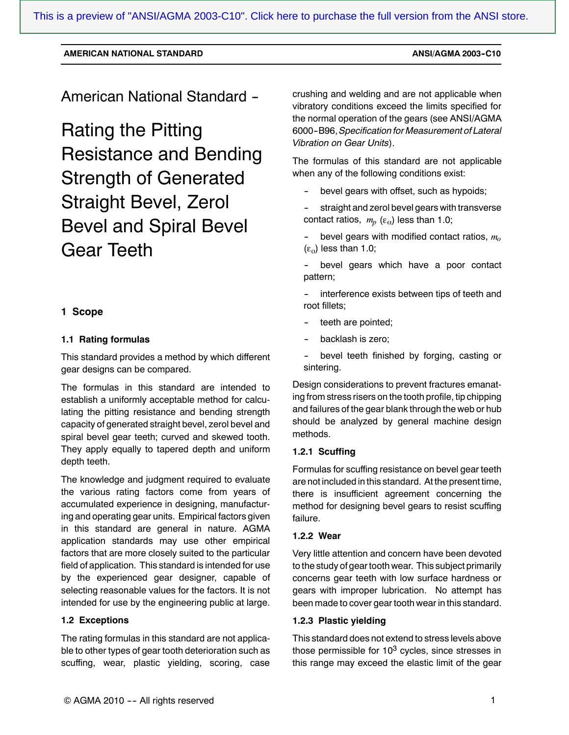This is a preview of "ANSI/AGMA 2003-C10". Click here to purchase the full version from the ANSI store.

American National Standard -

# Rating the Pitting Resistance and Bending Strength of Generated Straight Bevel, Zerol Bevel and Spiral Bevel Gear Teeth

## 1 Scope

### 1.1 Rating formulas

This standard provides a method by which different gear designs can be compared.

The formulas in this standard are intended to establish a uniformly acceptable method for calculating the pitting resistance and bending strength capacity of generated straight bevel, zerol bevel and spiral bevel gear teeth; curved and skewed tooth. They apply equally to tapered depth and uniform depth teeth.

The knowledge and judgment required to evaluate the various rating factors come from years of accumulated experience in designing, manufacturing and operating gear units. Empirical factors given in this standard are general in nature. AGMA application standards may use other empirical factors that are more closely suited to the particular field of application. This standard is intended for use by the experienced gear designer, capable of selecting reasonable values for the factors. It is not intended for use by the engineering public at large.

### 1.2 Exceptions

The rating formulas in this standard are not applicable to other types of gear tooth deterioration such as scuffing, wear, plastic yielding, scoring, case crushing and welding and are not applicable when vibratory conditions exceed the limits specified for the normal operation of the gears (see ANSI/AGMA 6000-B96, *Specification for Measurement of Lateral Vibration on Gear Units*).

The formulas of this standard are not applicable when any of the following conditions exist:

- bevel gears with offset, such as hypoids;
- straight and zerol bevel gears with transverse contact ratios, $m_p$ ($\varepsilon_\alpha$) less than 1.0;
- bevel gears with modified contact ratios, $m_o$ ($\varepsilon_o$) less than 1.0;
- bevel gears which have a poor contact pattern;
- interference exists between tips of teeth and root fillets;
- teeth are pointed;
- backlash is zero;
- bevel teeth finished by forging, casting or sintering.

Design considerations to prevent fractures emanating from stress risers on the tooth profile, tip chipping and failures of the gear blank through the web or hub should be analyzed by general machine design methods.

#### 1.2.1 Scuffing

Formulas for scuffing resistance on bevel gear teeth are not included in this standard. At the present time, there is insufficient agreement concerning the method for designing bevel gears to resist scuffing failure.

#### 1.2.2 Wear

Very little attention and concern have been devoted to the study of gear tooth wear. This subject primarily concerns gear teeth with low surface hardness or gears with improper lubrication. No attempt has been made to cover gear tooth wear in this standard.

#### 1.2.3 Plastic yielding

This standard does not extend to stress levels above those permissible for $10^3$ cycles, since stresses in this range may exceed the elastic limit of the gear